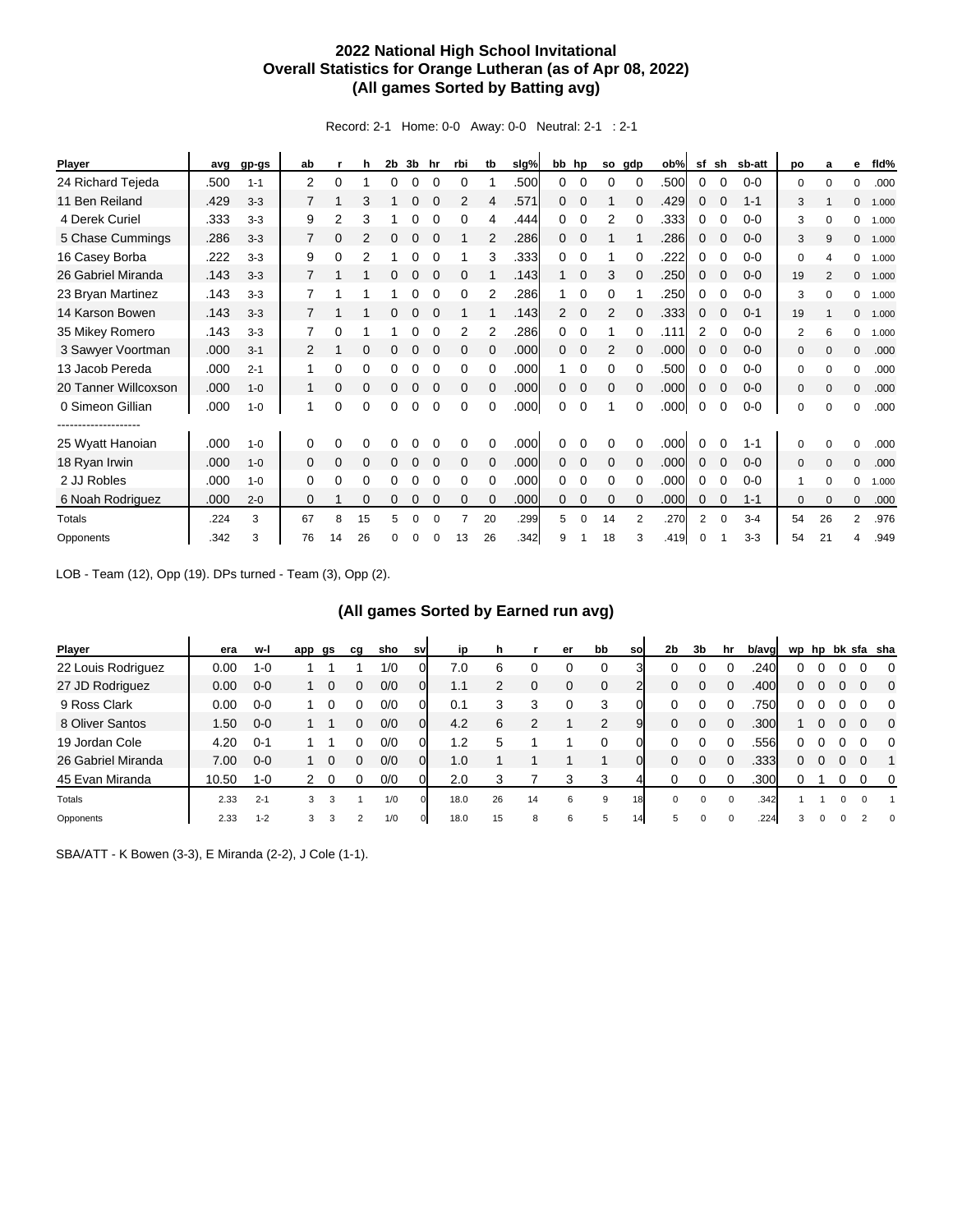# 2022 National High School Invitational
## Overall Statistics for Orange Lutheran (as of Apr 08, 2022)
## (All games Sorted by Batting avg)

Record: 2-1 Home: 0-0 Away: 0-0 Neutral: 2-1 : 2-1

| Player | avg | gp-gs | ab | r | h | 2b | 3b | hr | rbi | tb | slg% | bb | hp | so | gdp | ob% | sf | sh | sb-att | po | a | e | fld% |
|---|---|---|---|---|---|---|---|---|---|---|---|---|---|---|---|---|---|---|---|---|---|---|---|
| 24 Richard Tejeda | .500 | 1-1 | 2 | 0 | 1 | 0 | 0 | 0 | 0 | 1 | .500 | 0 | 0 | 0 | 0 | .500 | 0 | 0 | 0-0 | 0 | 0 | 0 | .000 |
| 11 Ben Reiland | .429 | 3-3 | 7 | 1 | 3 | 1 | 0 | 0 | 2 | 4 | .571 | 0 | 0 | 1 | 0 | .429 | 0 | 0 | 1-1 | 3 | 1 | 0 | 1.000 |
| 4 Derek Curiel | .333 | 3-3 | 9 | 2 | 3 | 1 | 0 | 0 | 0 | 4 | .444 | 0 | 0 | 2 | 0 | .333 | 0 | 0 | 0-0 | 3 | 0 | 0 | 1.000 |
| 5 Chase Cummings | .286 | 3-3 | 7 | 0 | 2 | 0 | 0 | 0 | 1 | 2 | .286 | 0 | 0 | 1 | 1 | .286 | 0 | 0 | 0-0 | 3 | 9 | 0 | 1.000 |
| 16 Casey Borba | .222 | 3-3 | 9 | 0 | 2 | 1 | 0 | 0 | 1 | 3 | .333 | 0 | 0 | 1 | 0 | .222 | 0 | 0 | 0-0 | 0 | 4 | 0 | 1.000 |
| 26 Gabriel Miranda | .143 | 3-3 | 7 | 1 | 1 | 0 | 0 | 0 | 0 | 1 | .143 | 1 | 0 | 3 | 0 | .250 | 0 | 0 | 0-0 | 19 | 2 | 0 | 1.000 |
| 23 Bryan Martinez | .143 | 3-3 | 7 | 1 | 1 | 1 | 0 | 0 | 0 | 2 | .286 | 1 | 0 | 0 | 1 | .250 | 0 | 0 | 0-0 | 3 | 0 | 0 | 1.000 |
| 14 Karson Bowen | .143 | 3-3 | 7 | 1 | 1 | 0 | 0 | 0 | 1 | 1 | .143 | 2 | 0 | 2 | 0 | .333 | 0 | 0 | 0-1 | 19 | 1 | 0 | 1.000 |
| 35 Mikey Romero | .143 | 3-3 | 7 | 0 | 1 | 1 | 0 | 0 | 2 | 2 | .286 | 0 | 0 | 1 | 0 | .111 | 2 | 0 | 0-0 | 2 | 6 | 0 | 1.000 |
| 3 Sawyer Voortman | .000 | 3-1 | 2 | 1 | 0 | 0 | 0 | 0 | 0 | 0 | .000 | 0 | 0 | 2 | 0 | .000 | 0 | 0 | 0-0 | 0 | 0 | 0 | .000 |
| 13 Jacob Pereda | .000 | 2-1 | 1 | 0 | 0 | 0 | 0 | 0 | 0 | 0 | .000 | 1 | 0 | 0 | 0 | .500 | 0 | 0 | 0-0 | 0 | 0 | 0 | .000 |
| 20 Tanner Willcoxson | .000 | 1-0 | 1 | 0 | 0 | 0 | 0 | 0 | 0 | 0 | .000 | 0 | 0 | 0 | 0 | .000 | 0 | 0 | 0-0 | 0 | 0 | 0 | .000 |
| 0 Simeon Gillian | .000 | 1-0 | 1 | 0 | 0 | 0 | 0 | 0 | 0 | 0 | .000 | 0 | 0 | 1 | 0 | .000 | 0 | 0 | 0-0 | 0 | 0 | 0 | .000 |
| -------------------- | | | | | | | | | | | | | | | | | | | | | | | |
| 25 Wyatt Hanoian | .000 | 1-0 | 0 | 0 | 0 | 0 | 0 | 0 | 0 | 0 | .000 | 0 | 0 | 0 | 0 | .000 | 0 | 0 | 1-1 | 0 | 0 | 0 | .000 |
| 18 Ryan Irwin | .000 | 1-0 | 0 | 0 | 0 | 0 | 0 | 0 | 0 | 0 | .000 | 0 | 0 | 0 | 0 | .000 | 0 | 0 | 0-0 | 0 | 0 | 0 | .000 |
| 2 JJ Robles | .000 | 1-0 | 0 | 0 | 0 | 0 | 0 | 0 | 0 | 0 | .000 | 0 | 0 | 0 | 0 | .000 | 0 | 0 | 0-0 | 1 | 0 | 0 | 1.000 |
| 6 Noah Rodriguez | .000 | 2-0 | 0 | 1 | 0 | 0 | 0 | 0 | 0 | 0 | .000 | 0 | 0 | 0 | 0 | .000 | 0 | 0 | 1-1 | 0 | 0 | 0 | .000 |
| Totals | .224 | 3 | 67 | 8 | 15 | 5 | 0 | 0 | 7 | 20 | .299 | 5 | 0 | 14 | 2 | .270 | 2 | 0 | 3-4 | 54 | 26 | 2 | .976 |
| Opponents | .342 | 3 | 76 | 14 | 26 | 0 | 0 | 0 | 13 | 26 | .342 | 9 | 1 | 18 | 3 | .419 | 0 | 1 | 3-3 | 54 | 21 | 4 | .949 |

LOB - Team (12), Opp (19). DPs turned - Team (3), Opp (2).

## (All games Sorted by Earned run avg)

| Player | era | w-l | app | gs | cg | sho | sv | ip | h | r | er | bb | so | 2b | 3b | hr | b/avg | wp | hp | bk | sfa | sha |
|---|---|---|---|---|---|---|---|---|---|---|---|---|---|---|---|---|---|---|---|---|---|---|
| 22 Louis Rodriguez | 0.00 | 1-0 | 1 | 1 | 1 | 1/0 | 0 | 7.0 | 6 | 0 | 0 | 0 | 3 | 0 | 0 | 0 | .240 | 0 | 0 | 0 | 0 | 0 |
| 27 JD Rodriguez | 0.00 | 0-0 | 1 | 0 | 0 | 0/0 | 0 | 1.1 | 2 | 0 | 0 | 0 | 2 | 0 | 0 | 0 | .400 | 0 | 0 | 0 | 0 | 0 |
| 9 Ross Clark | 0.00 | 0-0 | 1 | 0 | 0 | 0/0 | 0 | 0.1 | 3 | 3 | 0 | 3 | 0 | 0 | 0 | 0 | .750 | 0 | 0 | 0 | 0 | 0 |
| 8 Oliver Santos | 1.50 | 0-0 | 1 | 1 | 0 | 0/0 | 0 | 4.2 | 6 | 2 | 1 | 2 | 9 | 0 | 0 | 0 | .300 | 1 | 0 | 0 | 0 | 0 |
| 19 Jordan Cole | 4.20 | 0-1 | 1 | 1 | 0 | 0/0 | 0 | 1.2 | 5 | 1 | 1 | 0 | 0 | 0 | 0 | 0 | .556 | 0 | 0 | 0 | 0 | 0 |
| 26 Gabriel Miranda | 7.00 | 0-0 | 1 | 0 | 0 | 0/0 | 0 | 1.0 | 1 | 1 | 1 | 1 | 0 | 0 | 0 | 0 | .333 | 0 | 0 | 0 | 0 | 1 |
| 45 Evan Miranda | 10.50 | 1-0 | 2 | 0 | 0 | 0/0 | 0 | 2.0 | 3 | 7 | 3 | 3 | 4 | 0 | 0 | 0 | .300 | 0 | 1 | 0 | 0 | 0 |
| Totals | 2.33 | 2-1 | 3 | 3 | 1 | 1/0 | 0 | 18.0 | 26 | 14 | 6 | 9 | 18 | 0 | 0 | 0 | .342 | 1 | 1 | 0 | 0 | 1 |
| Opponents | 2.33 | 1-2 | 3 | 3 | 2 | 1/0 | 0 | 18.0 | 15 | 8 | 6 | 5 | 14 | 5 | 0 | 0 | .224 | 3 | 0 | 0 | 2 | 0 |

SBA/ATT - K Bowen (3-3), E Miranda (2-2), J Cole (1-1).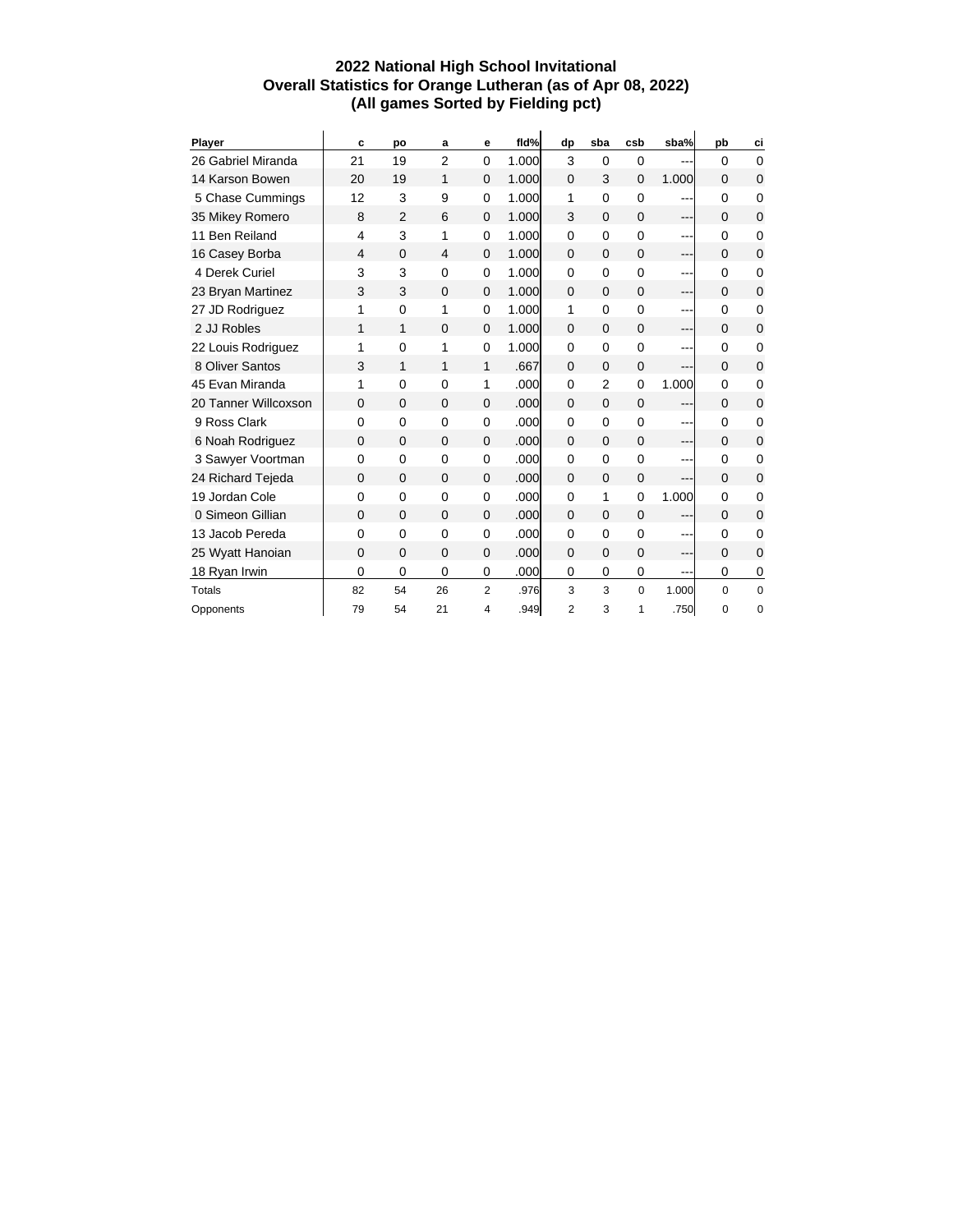**2022 National High School Invitational**
**Overall Statistics for Orange Lutheran (as of Apr 08, 2022)**
**(All games Sorted by Fielding pct)**

| Player | c | po | a | e | fld% | dp | sba | csb | sba% | pb | ci |
|---|---|---|---|---|---|---|---|---|---|---|---|
| 26 Gabriel Miranda | 21 | 19 | 2 | 0 | 1.000 | 3 | 0 | 0 | --- | 0 | 0 |
| 14 Karson Bowen | 20 | 19 | 1 | 0 | 1.000 | 0 | 3 | 0 | 1.000 | 0 | 0 |
| 5 Chase Cummings | 12 | 3 | 9 | 0 | 1.000 | 1 | 0 | 0 | --- | 0 | 0 |
| 35 Mikey Romero | 8 | 2 | 6 | 0 | 1.000 | 3 | 0 | 0 | --- | 0 | 0 |
| 11 Ben Reiland | 4 | 3 | 1 | 0 | 1.000 | 0 | 0 | 0 | --- | 0 | 0 |
| 16 Casey Borba | 4 | 0 | 4 | 0 | 1.000 | 0 | 0 | 0 | --- | 0 | 0 |
| 4 Derek Curiel | 3 | 3 | 0 | 0 | 1.000 | 0 | 0 | 0 | --- | 0 | 0 |
| 23 Bryan Martinez | 3 | 3 | 0 | 0 | 1.000 | 0 | 0 | 0 | --- | 0 | 0 |
| 27 JD Rodriguez | 1 | 0 | 1 | 0 | 1.000 | 1 | 0 | 0 | --- | 0 | 0 |
| 2 JJ Robles | 1 | 1 | 0 | 0 | 1.000 | 0 | 0 | 0 | --- | 0 | 0 |
| 22 Louis Rodriguez | 1 | 0 | 1 | 0 | 1.000 | 0 | 0 | 0 | --- | 0 | 0 |
| 8 Oliver Santos | 3 | 1 | 1 | 1 | .667 | 0 | 0 | 0 | --- | 0 | 0 |
| 45 Evan Miranda | 1 | 0 | 0 | 1 | .000 | 0 | 2 | 0 | 1.000 | 0 | 0 |
| 20 Tanner Willcoxson | 0 | 0 | 0 | 0 | .000 | 0 | 0 | 0 | --- | 0 | 0 |
| 9 Ross Clark | 0 | 0 | 0 | 0 | .000 | 0 | 0 | 0 | --- | 0 | 0 |
| 6 Noah Rodriguez | 0 | 0 | 0 | 0 | .000 | 0 | 0 | 0 | --- | 0 | 0 |
| 3 Sawyer Voortman | 0 | 0 | 0 | 0 | .000 | 0 | 0 | 0 | --- | 0 | 0 |
| 24 Richard Tejeda | 0 | 0 | 0 | 0 | .000 | 0 | 0 | 0 | --- | 0 | 0 |
| 19 Jordan Cole | 0 | 0 | 0 | 0 | .000 | 0 | 1 | 0 | 1.000 | 0 | 0 |
| 0 Simeon Gillian | 0 | 0 | 0 | 0 | .000 | 0 | 0 | 0 | --- | 0 | 0 |
| 13 Jacob Pereda | 0 | 0 | 0 | 0 | .000 | 0 | 0 | 0 | --- | 0 | 0 |
| 25 Wyatt Hanoian | 0 | 0 | 0 | 0 | .000 | 0 | 0 | 0 | --- | 0 | 0 |
| 18 Ryan Irwin | 0 | 0 | 0 | 0 | .000 | 0 | 0 | 0 | --- | 0 | 0 |
| Totals | 82 | 54 | 26 | 2 | .976 | 3 | 3 | 0 | 1.000 | 0 | 0 |
| Opponents | 79 | 54 | 21 | 4 | .949 | 2 | 3 | 1 | .750 | 0 | 0 |